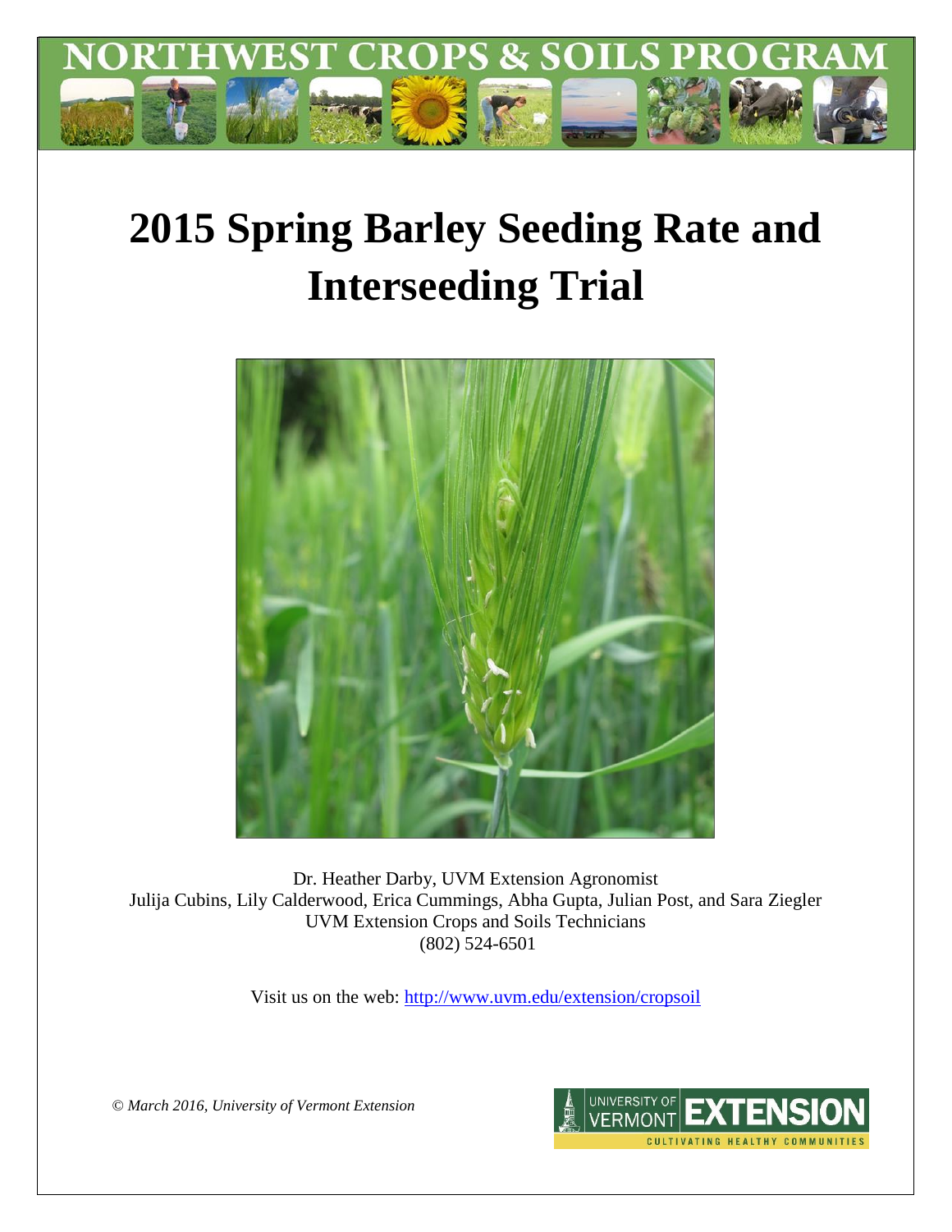# NORTHWEST CROPS & SOILS PROGRAM

# 2015 Spring Barley Seeding Rate and Interseeding Trial

Dr. Heather Darby, UVM Extension Agronomist
Julija Cubins, Lily Calderwood, Erica Cummings, Abha Gupta, Julian Post, and Sara Ziegler
UVM Extension Crops and Soils Technicians
(802) 524-6501

Visit us on the web: http://www.uvm.edu/extension/cropsoil

*© March 2016, University of Vermont Extension*

UNIVERSITY OF VERMONT EXTENSION
CULTIVATING HEALTHY COMMUNITIES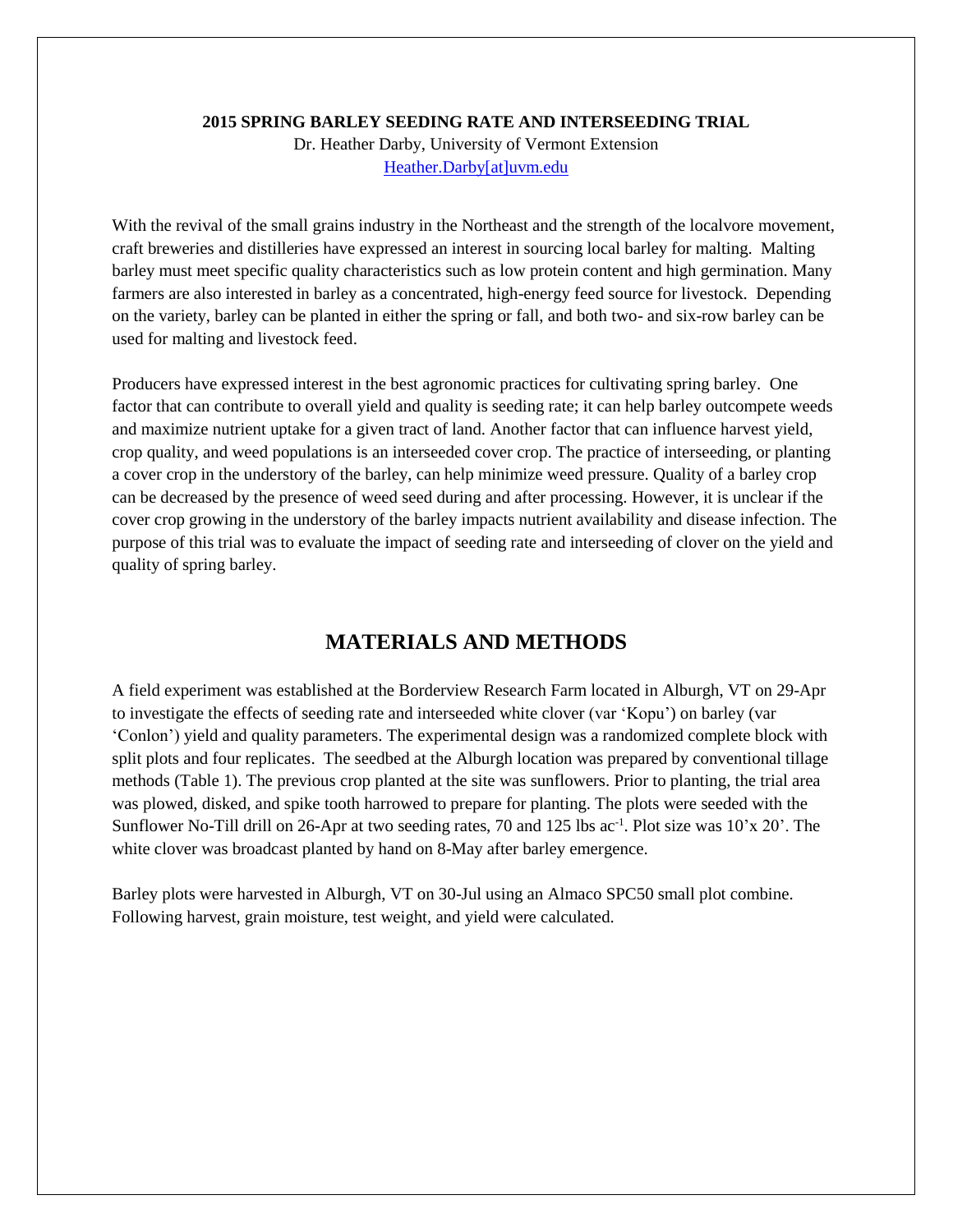**2015 SPRING BARLEY SEEDING RATE AND INTERSEEDING TRIAL**

Dr. Heather Darby, University of Vermont Extension

Heather.Darby[at]uvm.edu

With the revival of the small grains industry in the Northeast and the strength of the localvore movement, craft breweries and distilleries have expressed an interest in sourcing local barley for malting. Malting barley must meet specific quality characteristics such as low protein content and high germination. Many farmers are also interested in barley as a concentrated, high-energy feed source for livestock. Depending on the variety, barley can be planted in either the spring or fall, and both two- and six-row barley can be used for malting and livestock feed.

Producers have expressed interest in the best agronomic practices for cultivating spring barley. One factor that can contribute to overall yield and quality is seeding rate; it can help barley outcompete weeds and maximize nutrient uptake for a given tract of land. Another factor that can influence harvest yield, crop quality, and weed populations is an interseeded cover crop. The practice of interseeding, or planting a cover crop in the understory of the barley, can help minimize weed pressure. Quality of a barley crop can be decreased by the presence of weed seed during and after processing. However, it is unclear if the cover crop growing in the understory of the barley impacts nutrient availability and disease infection. The purpose of this trial was to evaluate the impact of seeding rate and interseeding of clover on the yield and quality of spring barley.

## MATERIALS AND METHODS

A field experiment was established at the Borderview Research Farm located in Alburgh, VT on 29-Apr to investigate the effects of seeding rate and interseeded white clover (var 'Kopu') on barley (var 'Conlon') yield and quality parameters. The experimental design was a randomized complete block with split plots and four replicates. The seedbed at the Alburgh location was prepared by conventional tillage methods (Table 1). The previous crop planted at the site was sunflowers. Prior to planting, the trial area was plowed, disked, and spike tooth harrowed to prepare for planting. The plots were seeded with the Sunflower No-Till drill on 26-Apr at two seeding rates, 70 and 125 lbs ac$^{-1}$. Plot size was 10'x 20'. The white clover was broadcast planted by hand on 8-May after barley emergence.

Barley plots were harvested in Alburgh, VT on 30-Jul using an Almaco SPC50 small plot combine. Following harvest, grain moisture, test weight, and yield were calculated.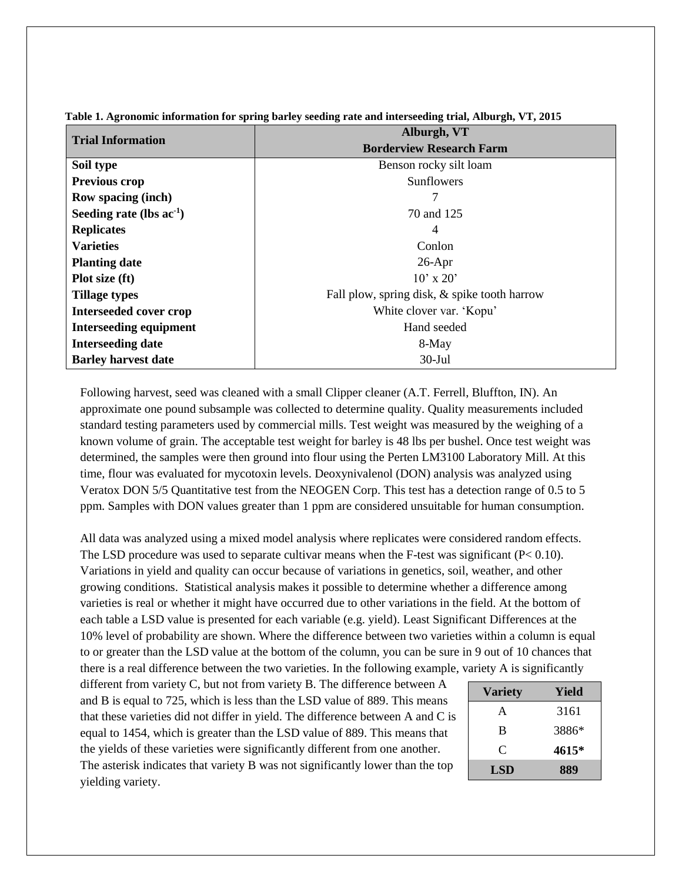**Table 1. Agronomic information for spring barley seeding rate and interseeding trial, Alburgh, VT, 2015**

| Trial Information | Alburgh, VT Borderview Research Farm |
|---|---|
| **Soil type** | Benson rocky silt loam |
| **Previous crop** | Sunflowers |
| **Row spacing (inch)** | 7 |
| **Seeding rate (lbs $ac^{-1}$)** | 70 and 125 |
| **Replicates** | 4 |
| **Varieties** | Conlon |
| **Planting date** | 26-Apr |
| **Plot size (ft)** | 10' x 20' |
| **Tillage types** | Fall plow, spring disk, & spike tooth harrow |
| **Interseeded cover crop** | White clover var. 'Kopu' |
| **Interseeding equipment** | Hand seeded |
| **Interseeding date** | 8-May |
| **Barley harvest date** | 30-Jul |

Following harvest, seed was cleaned with a small Clipper cleaner (A.T. Ferrell, Bluffton, IN). An approximate one pound subsample was collected to determine quality. Quality measurements included standard testing parameters used by commercial mills. Test weight was measured by the weighing of a known volume of grain. The acceptable test weight for barley is 48 lbs per bushel. Once test weight was determined, the samples were then ground into flour using the Perten LM3100 Laboratory Mill. At this time, flour was evaluated for mycotoxin levels. Deoxynivalenol (DON) analysis was analyzed using Veratox DON 5/5 Quantitative test from the NEOGEN Corp. This test has a detection range of 0.5 to 5 ppm. Samples with DON values greater than 1 ppm are considered unsuitable for human consumption.

All data was analyzed using a mixed model analysis where replicates were considered random effects. The LSD procedure was used to separate cultivar means when the F-test was significant ($P < 0.10$). Variations in yield and quality can occur because of variations in genetics, soil, weather, and other growing conditions. Statistical analysis makes it possible to determine whether a difference among varieties is real or whether it might have occurred due to other variations in the field. At the bottom of each table a LSD value is presented for each variable (e.g. yield). Least Significant Differences at the 10% level of probability are shown. Where the difference between two varieties within a column is equal to or greater than the LSD value at the bottom of the column, you can be sure in 9 out of 10 chances that there is a real difference between the two varieties. In the following example, variety A is significantly different from variety C, but not from variety B. The difference between A and B is equal to 725, which is less than the LSD value of 889. This means that these varieties did not differ in yield. The difference between A and C is equal to 1454, which is greater than the LSD value of 889. This means that the yields of these varieties were significantly different from one another. The asterisk indicates that variety B was not significantly lower than the top yielding variety.

| Variety | Yield |
|---|---|
| A | 3161 |
| B | 3886* |
| C | **4615*** |
| **LSD** | **889** |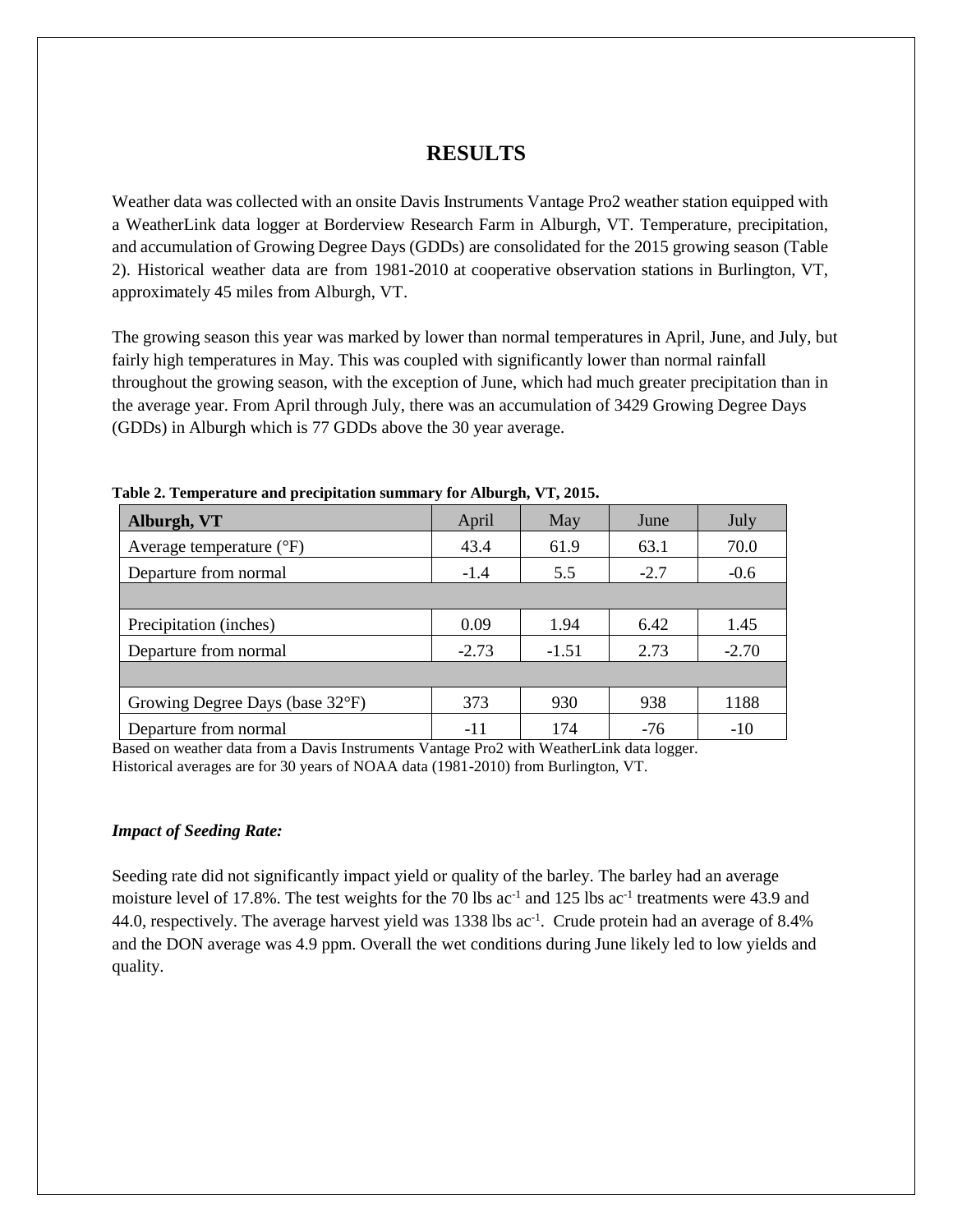# RESULTS

Weather data was collected with an onsite Davis Instruments Vantage Pro2 weather station equipped with a WeatherLink data logger at Borderview Research Farm in Alburgh, VT. Temperature, precipitation, and accumulation of Growing Degree Days (GDDs) are consolidated for the 2015 growing season (Table 2). Historical weather data are from 1981-2010 at cooperative observation stations in Burlington, VT, approximately 45 miles from Alburgh, VT.

The growing season this year was marked by lower than normal temperatures in April, June, and July, but fairly high temperatures in May. This was coupled with significantly lower than normal rainfall throughout the growing season, with the exception of June, which had much greater precipitation than in the average year. From April through July, there was an accumulation of 3429 Growing Degree Days (GDDs) in Alburgh which is 77 GDDs above the 30 year average.

**Table 2. Temperature and precipitation summary for Alburgh, VT, 2015.**

| **Alburgh, VT** | April | May | June | July |
|---|---|---|---|---|
| Average temperature (°F) | 43.4 | 61.9 | 63.1 | 70.0 |
| Departure from normal | -1.4 | 5.5 | -2.7 | -0.6 |
| | | | | |
| Precipitation (inches) | 0.09 | 1.94 | 6.42 | 1.45 |
| Departure from normal | -2.73 | -1.51 | 2.73 | -2.70 |
| | | | | |
| Growing Degree Days (base 32°F) | 373 | 930 | 938 | 1188 |
| Departure from normal | -11 | 174 | -76 | -10 |

Based on weather data from a Davis Instruments Vantage Pro2 with WeatherLink data logger.
Historical averages are for 30 years of NOAA data (1981-2010) from Burlington, VT.

***Impact of Seeding Rate:***

Seeding rate did not significantly impact yield or quality of the barley. The barley had an average moisture level of 17.8%. The test weights for the 70 lbs $ac^{-1}$ and 125 lbs $ac^{-1}$ treatments were 43.9 and 44.0, respectively. The average harvest yield was 1338 lbs $ac^{-1}$. Crude protein had an average of 8.4% and the DON average was 4.9 ppm. Overall the wet conditions during June likely led to low yields and quality.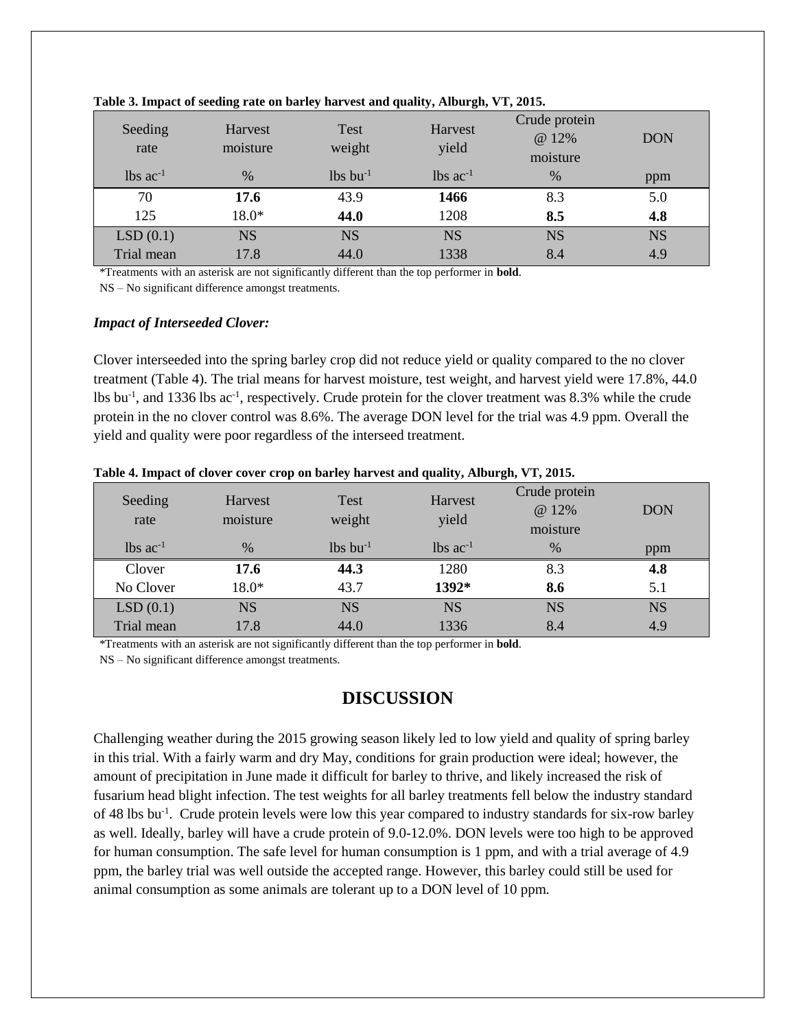**Table 3. Impact of seeding rate on barley harvest and quality, Alburgh, VT, 2015.**

| Seeding rate | Harvest moisture | Test weight | Harvest yield | Crude protein @ 12% moisture | DON |
|---|---|---|---|---|---|
| lbs ac$^{-1}$ | % | lbs bu$^{-1}$ | lbs ac$^{-1}$ | % | ppm |
| 70 | **17.6** | 43.9 | **1466** | 8.3 | 5.0 |
| 125 | 18.0* | **44.0** | 1208 | **8.5** | **4.8** |
| LSD (0.1) | NS | NS | NS | NS | NS |
| Trial mean | 17.8 | 44.0 | 1338 | 8.4 | 4.9 |

*Treatments with an asterisk are not significantly different than the top performer in **bold**.

NS – No significant difference amongst treatments.

### *Impact of Interseeded Clover:*

Clover interseeded into the spring barley crop did not reduce yield or quality compared to the no clover treatment (Table 4). The trial means for harvest moisture, test weight, and harvest yield were 17.8%, 44.0 lbs bu$^{-1}$, and 1336 lbs ac$^{-1}$, respectively. Crude protein for the clover treatment was 8.3% while the crude protein in the no clover control was 8.6%. The average DON level for the trial was 4.9 ppm. Overall the yield and quality were poor regardless of the interseed treatment.

**Table 4. Impact of clover cover crop on barley harvest and quality, Alburgh, VT, 2015.**

| Seeding rate | Harvest moisture | Test weight | Harvest yield | Crude protein @ 12% moisture | DON |
|---|---|---|---|---|---|
| lbs ac$^{-1}$ | % | lbs bu$^{-1}$ | lbs ac$^{-1}$ | % | ppm |
| Clover | **17.6** | **44.3** | 1280 | 8.3 | **4.8** |
| No Clover | 18.0* | 43.7 | **1392*** | **8.6** | 5.1 |
| LSD (0.1) | NS | NS | NS | NS | NS |
| Trial mean | 17.8 | 44.0 | 1336 | 8.4 | 4.9 |

*Treatments with an asterisk are not significantly different than the top performer in **bold**.

NS – No significant difference amongst treatments.

## DISCUSSION

Challenging weather during the 2015 growing season likely led to low yield and quality of spring barley in this trial. With a fairly warm and dry May, conditions for grain production were ideal; however, the amount of precipitation in June made it difficult for barley to thrive, and likely increased the risk of fusarium head blight infection. The test weights for all barley treatments fell below the industry standard of 48 lbs bu$^{-1}$. Crude protein levels were low this year compared to industry standards for six-row barley as well. Ideally, barley will have a crude protein of 9.0-12.0%. DON levels were too high to be approved for human consumption. The safe level for human consumption is 1 ppm, and with a trial average of 4.9 ppm, the barley trial was well outside the accepted range. However, this barley could still be used for animal consumption as some animals are tolerant up to a DON level of 10 ppm.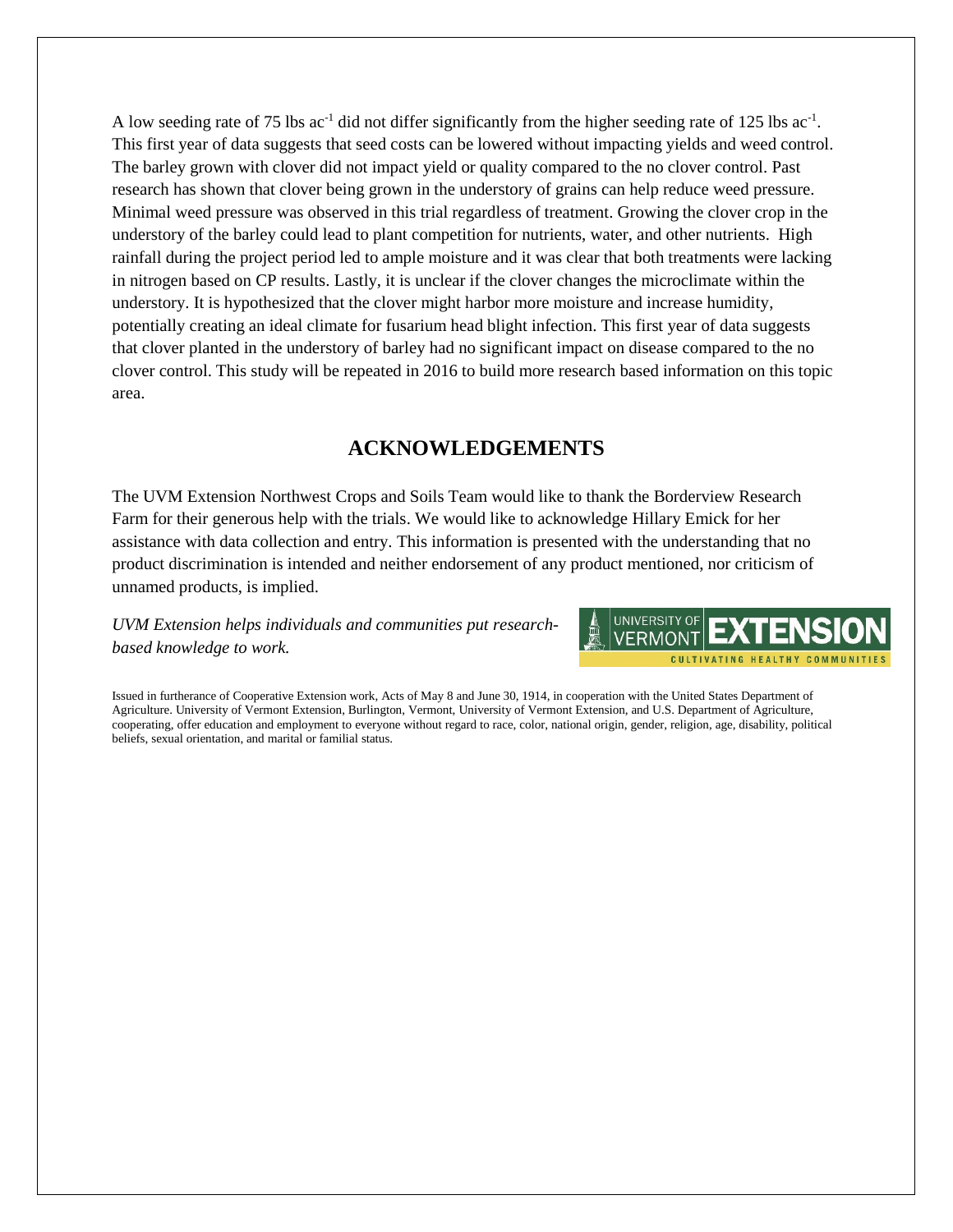A low seeding rate of 75 lbs $ac^{-1}$ did not differ significantly from the higher seeding rate of 125 lbs $ac^{-1}$. This first year of data suggests that seed costs can be lowered without impacting yields and weed control. The barley grown with clover did not impact yield or quality compared to the no clover control. Past research has shown that clover being grown in the understory of grains can help reduce weed pressure. Minimal weed pressure was observed in this trial regardless of treatment. Growing the clover crop in the understory of the barley could lead to plant competition for nutrients, water, and other nutrients. High rainfall during the project period led to ample moisture and it was clear that both treatments were lacking in nitrogen based on CP results. Lastly, it is unclear if the clover changes the microclimate within the understory. It is hypothesized that the clover might harbor more moisture and increase humidity, potentially creating an ideal climate for fusarium head blight infection. This first year of data suggests that clover planted in the understory of barley had no significant impact on disease compared to the no clover control. This study will be repeated in 2016 to build more research based information on this topic area.

## ACKNOWLEDGEMENTS

The UVM Extension Northwest Crops and Soils Team would like to thank the Borderview Research Farm for their generous help with the trials. We would like to acknowledge Hillary Emick for her assistance with data collection and entry. This information is presented with the understanding that no product discrimination is intended and neither endorsement of any product mentioned, nor criticism of unnamed products, is implied.

*UVM Extension helps individuals and communities put research-based knowledge to work.*

UNIVERSITY OF VERMONT EXTENSION
CULTIVATING HEALTHY COMMUNITIES

Issued in furtherance of Cooperative Extension work, Acts of May 8 and June 30, 1914, in cooperation with the United States Department of Agriculture. University of Vermont Extension, Burlington, Vermont, University of Vermont Extension, and U.S. Department of Agriculture, cooperating, offer education and employment to everyone without regard to race, color, national origin, gender, religion, age, disability, political beliefs, sexual orientation, and marital or familial status.